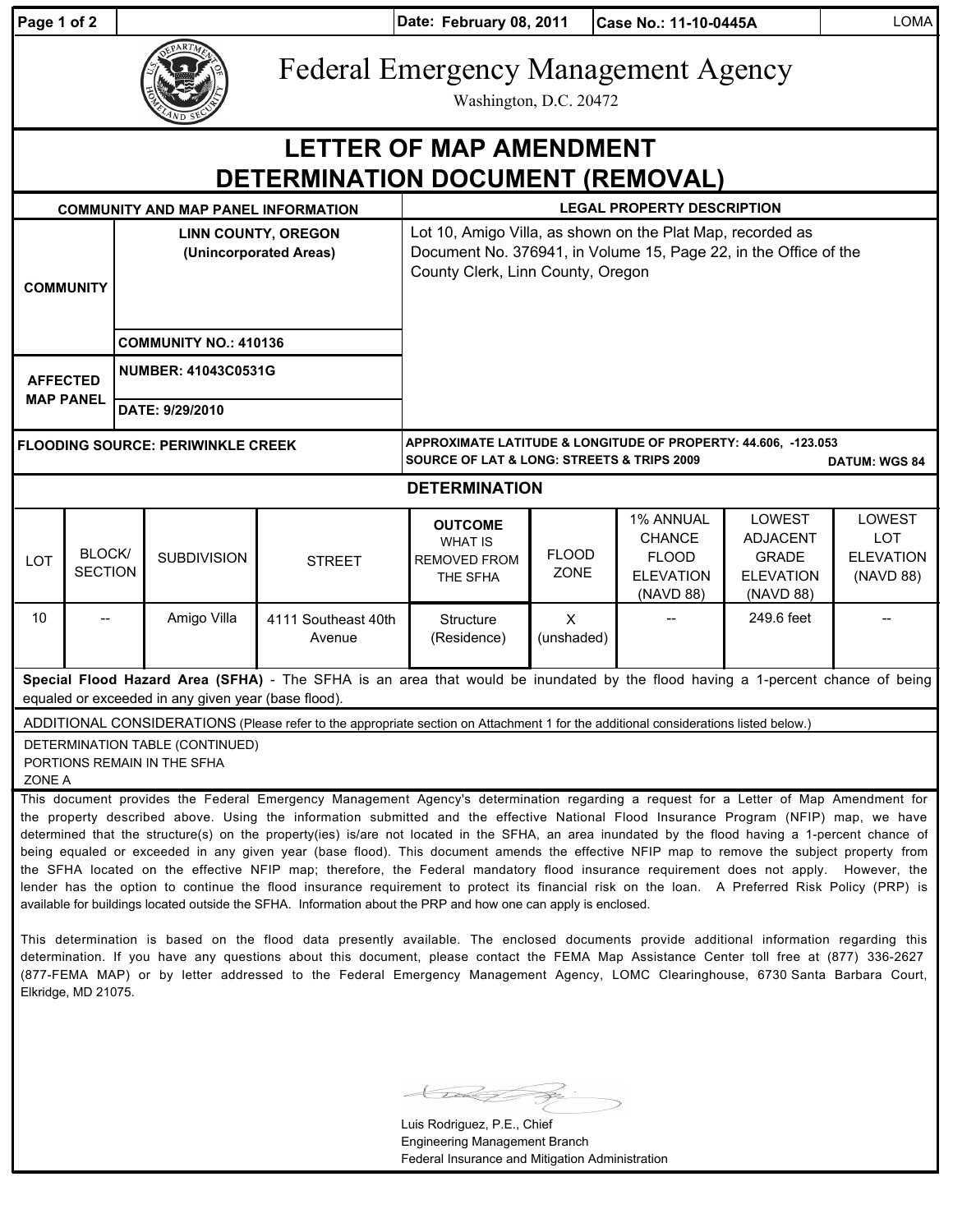Date: February 08, 2011 | Case No.: 11-10-0445A | LOMA

# Federal Emergency Management Agency

Washington, D.C. 20472

# LETTER OF MAP AMENDMENT DETERMINATION DOCUMENT (REMOVAL)

| COMMUNITY AND MAP PANEL INFORMATION | | LEGAL PROPERTY DESCRIPTION |
|---|---|---|
| COMMUNITY | LINN COUNTY, OREGON (Unincorporated Areas) | Lot 10, Amigo Villa, as shown on the Plat Map, recorded as Document No. 376941, in Volume 15, Page 22, in the Office of the County Clerk, Linn County, Oregon |
| | COMMUNITY NO.: 410136 | |
| AFFECTED MAP PANEL | NUMBER: 41043C0531G | |
| | DATE: 9/29/2010 | |

**FLOODING SOURCE: PERIWINKLE CREEK**

**APPROXIMATE LATITUDE & LONGITUDE OF PROPERTY: 44.606, -123.053**
**SOURCE OF LAT & LONG: STREETS & TRIPS 2009** **DATUM: WGS 84**

## DETERMINATION

| LOT | BLOCK/ SECTION | SUBDIVISION | STREET | OUTCOME WHAT IS REMOVED FROM THE SFHA | FLOOD ZONE | 1% ANNUAL CHANCE FLOOD ELEVATION (NAVD 88) | LOWEST ADJACENT GRADE ELEVATION (NAVD 88) | LOWEST LOT ELEVATION (NAVD 88) |
|---|---|---|---|---|---|---|---|---|
| 10 | -- | Amigo Villa | 4111 Southeast 40th Avenue | Structure (Residence) | X (unshaded) | -- | 249.6 feet | -- |

**Special Flood Hazard Area (SFHA)** - The SFHA is an area that would be inundated by the flood having a 1-percent chance of being equaled or exceeded in any given year (base flood).

ADDITIONAL CONSIDERATIONS (Please refer to the appropriate section on Attachment 1 for the additional considerations listed below.)

DETERMINATION TABLE (CONTINUED)
PORTIONS REMAIN IN THE SFHA
ZONE A

This document provides the Federal Emergency Management Agency's determination regarding a request for a Letter of Map Amendment for the property described above. Using the information submitted and the effective National Flood Insurance Program (NFIP) map, we have determined that the structure(s) on the property(ies) is/are not located in the SFHA, an area inundated by the flood having a 1-percent chance of being equaled or exceeded in any given year (base flood). This document amends the effective NFIP map to remove the subject property from the SFHA located on the effective NFIP map; therefore, the Federal mandatory flood insurance requirement does not apply. However, the lender has the option to continue the flood insurance requirement to protect its financial risk on the loan. A Preferred Risk Policy (PRP) is available for buildings located outside the SFHA. Information about the PRP and how one can apply is enclosed.

This determination is based on the flood data presently available. The enclosed documents provide additional information regarding this determination. If you have any questions about this document, please contact the FEMA Map Assistance Center toll free at (877) 336-2627 (877-FEMA MAP) or by letter addressed to the Federal Emergency Management Agency, LOMC Clearinghouse, 6730 Santa Barbara Court, Elkridge, MD 21075.

Luis Rodriguez, P.E., Chief
Engineering Management Branch
Federal Insurance and Mitigation Administration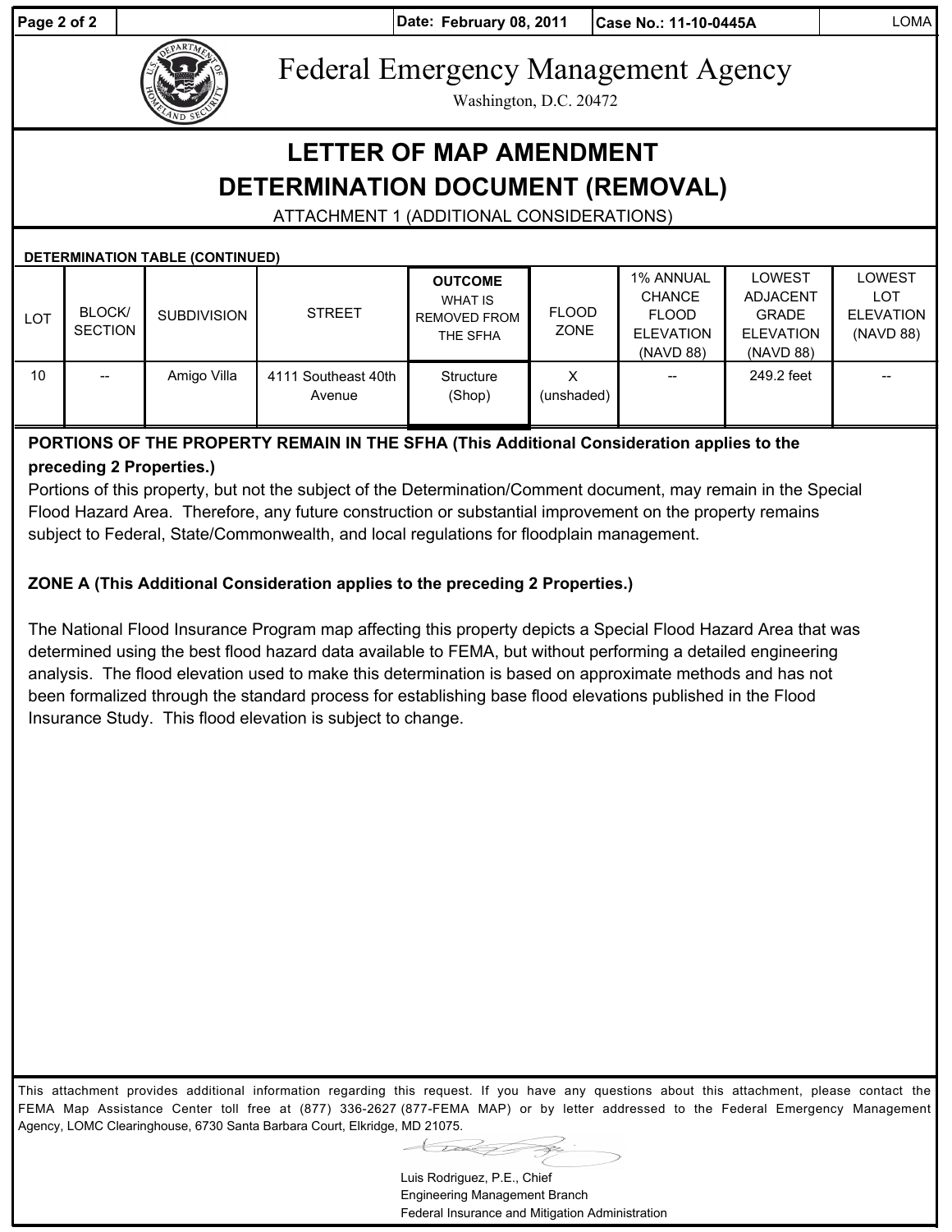Date: February 08, 2011 | Case No.: 11-10-0445A | LOMA

# Federal Emergency Management Agency

Washington, D.C. 20472

## LETTER OF MAP AMENDMENT DETERMINATION DOCUMENT (REMOVAL)

ATTACHMENT 1 (ADDITIONAL CONSIDERATIONS)

**DETERMINATION TABLE (CONTINUED)**

| LOT | BLOCK/ SECTION | SUBDIVISION | STREET | OUTCOME WHAT IS REMOVED FROM THE SFHA | FLOOD ZONE | 1% ANNUAL CHANCE FLOOD ELEVATION (NAVD 88) | LOWEST ADJACENT GRADE ELEVATION (NAVD 88) | LOWEST LOT ELEVATION (NAVD 88) |
|---|---|---|---|---|---|---|---|---|
| 10 | -- | Amigo Villa | 4111 Southeast 40th Avenue | Structure (Shop) | X (unshaded) | -- | 249.2 feet | -- |

**PORTIONS OF THE PROPERTY REMAIN IN THE SFHA (This Additional Consideration applies to the preceding 2 Properties.)**

Portions of this property, but not the subject of the Determination/Comment document, may remain in the Special Flood Hazard Area. Therefore, any future construction or substantial improvement on the property remains subject to Federal, State/Commonwealth, and local regulations for floodplain management.

**ZONE A (This Additional Consideration applies to the preceding 2 Properties.)**

The National Flood Insurance Program map affecting this property depicts a Special Flood Hazard Area that was determined using the best flood hazard data available to FEMA, but without performing a detailed engineering analysis. The flood elevation used to make this determination is based on approximate methods and has not been formalized through the standard process for establishing base flood elevations published in the Flood Insurance Study. This flood elevation is subject to change.

This attachment provides additional information regarding this request. If you have any questions about this attachment, please contact the FEMA Map Assistance Center toll free at (877) 336-2627 (877-FEMA MAP) or by letter addressed to the Federal Emergency Management Agency, LOMC Clearinghouse, 6730 Santa Barbara Court, Elkridge, MD 21075.

Luis Rodriguez, P.E., Chief
Engineering Management Branch
Federal Insurance and Mitigation Administration